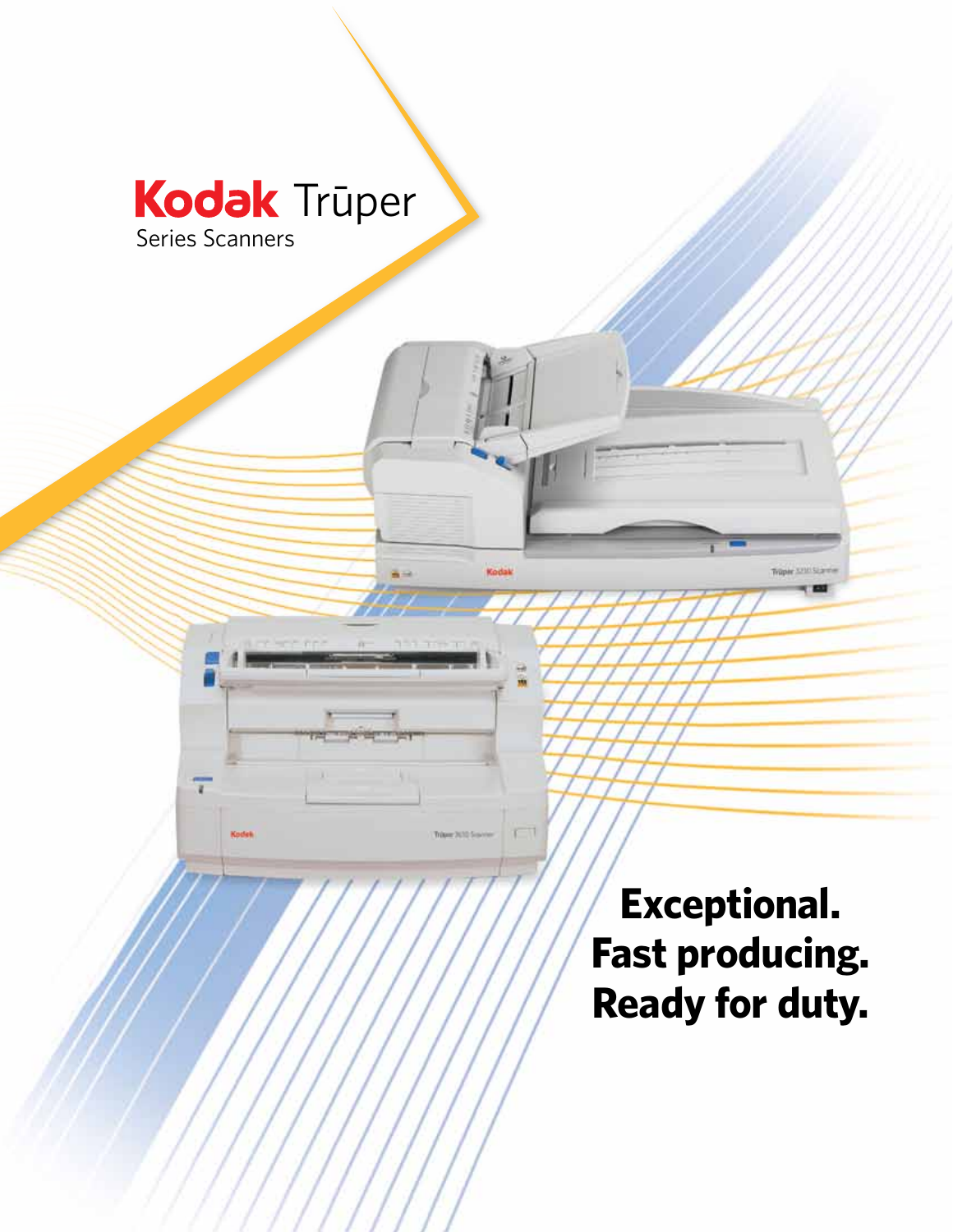# Kodak Trūper

Series Scanners

**Exceptional.**
**Fast producing.**
**Ready for duty.**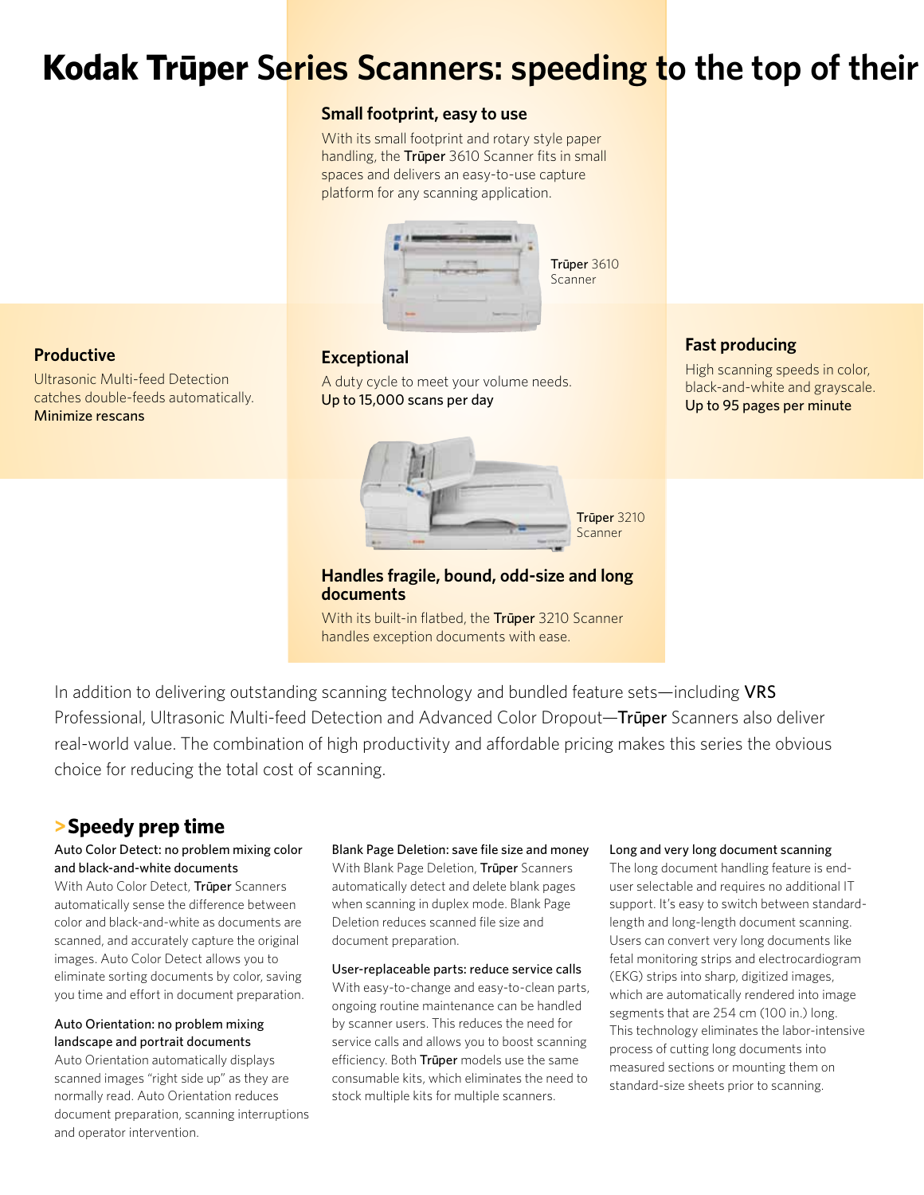# Kodak Trūper Series Scanners: speeding to the top of their

### Small footprint, easy to use

With its small footprint and rotary style paper handling, the Trūper 3610 Scanner fits in small spaces and delivers an easy-to-use capture platform for any scanning application.

Trūper 3610 Scanner

### Productive

Ultrasonic Multi-feed Detection catches double-feeds automatically.
Minimize rescans

### Exceptional

A duty cycle to meet your volume needs.
Up to 15,000 scans per day

### Fast producing

High scanning speeds in color, black-and-white and grayscale.
Up to 95 pages per minute

Trūper 3210 Scanner

### Handles fragile, bound, odd-size and long documents

With its built-in flatbed, the Trūper 3210 Scanner handles exception documents with ease.

In addition to delivering outstanding scanning technology and bundled feature sets—including VRS Professional, Ultrasonic Multi-feed Detection and Advanced Color Dropout—Trūper Scanners also deliver real-world value. The combination of high productivity and affordable pricing makes this series the obvious choice for reducing the total cost of scanning.

## > Speedy prep time

**Auto Color Detect: no problem mixing color and black-and-white documents**

With Auto Color Detect, Trūper Scanners automatically sense the difference between color and black-and-white as documents are scanned, and accurately capture the original images. Auto Color Detect allows you to eliminate sorting documents by color, saving you time and effort in document preparation.

**Auto Orientation: no problem mixing landscape and portrait documents**

Auto Orientation automatically displays scanned images "right side up" as they are normally read. Auto Orientation reduces document preparation, scanning interruptions and operator intervention.

**Blank Page Deletion: save file size and money**

With Blank Page Deletion, Trūper Scanners automatically detect and delete blank pages when scanning in duplex mode. Blank Page Deletion reduces scanned file size and document preparation.

**User-replaceable parts: reduce service calls**

With easy-to-change and easy-to-clean parts, ongoing routine maintenance can be handled by scanner users. This reduces the need for service calls and allows you to boost scanning efficiency. Both Trūper models use the same consumable kits, which eliminates the need to stock multiple kits for multiple scanners.

**Long and very long document scanning**

The long document handling feature is end-user selectable and requires no additional IT support. It's easy to switch between standard-length and long-length document scanning. Users can convert very long documents like fetal monitoring strips and electrocardiogram (EKG) strips into sharp, digitized images, which are automatically rendered into image segments that are 254 cm (100 in.) long. This technology eliminates the labor-intensive process of cutting long documents into measured sections or mounting them on standard-size sheets prior to scanning.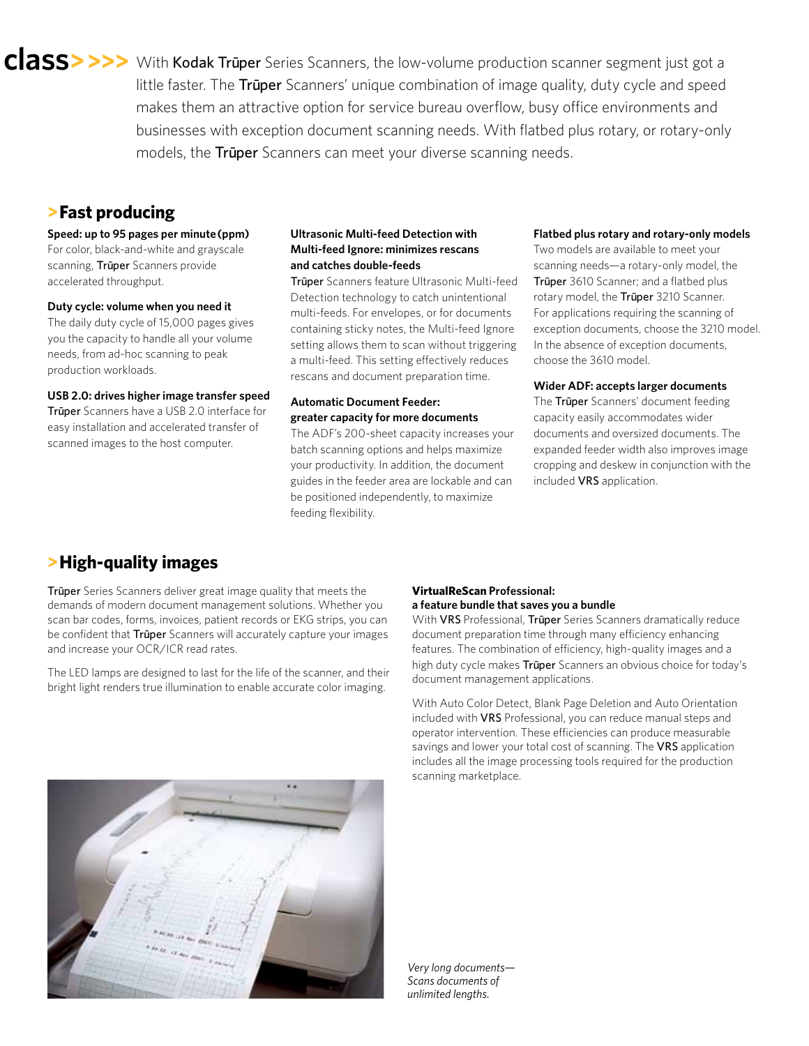**class>>>>** With **Kodak Trūper** Series Scanners, the low-volume production scanner segment just got a little faster. The **Trūper** Scanners' unique combination of image quality, duty cycle and speed makes them an attractive option for service bureau overflow, busy office environments and businesses with exception document scanning needs. With flatbed plus rotary, or rotary-only models, the **Trūper** Scanners can meet your diverse scanning needs.

## >Fast producing

**Speed: up to 95 pages per minute (ppm)**
For color, black-and-white and grayscale scanning, **Trūper** Scanners provide accelerated throughput.

**Duty cycle: volume when you need it**
The daily duty cycle of 15,000 pages gives you the capacity to handle all your volume needs, from ad-hoc scanning to peak production workloads.

**USB 2.0: drives higher image transfer speed**
**Trūper** Scanners have a USB 2.0 interface for easy installation and accelerated transfer of scanned images to the host computer.

**Ultrasonic Multi-feed Detection with Multi-feed Ignore: minimizes rescans and catches double-feeds**
**Trūper** Scanners feature Ultrasonic Multi-feed Detection technology to catch unintentional multi-feeds. For envelopes, or for documents containing sticky notes, the Multi-feed Ignore setting allows them to scan without triggering a multi-feed. This setting effectively reduces rescans and document preparation time.

**Automatic Document Feeder: greater capacity for more documents**
The ADF's 200-sheet capacity increases your batch scanning options and helps maximize your productivity. In addition, the document guides in the feeder area are lockable and can be positioned independently, to maximize feeding flexibility.

**Flatbed plus rotary and rotary-only models**
Two models are available to meet your scanning needs—a rotary-only model, the **Trūper** 3610 Scanner; and a flatbed plus rotary model, the **Trūper** 3210 Scanner. For applications requiring the scanning of exception documents, choose the 3210 model. In the absence of exception documents, choose the 3610 model.

**Wider ADF: accepts larger documents**
The **Trūper** Scanners' document feeding capacity easily accommodates wider documents and oversized documents. The expanded feeder width also improves image cropping and deskew in conjunction with the included **VRS** application.

## >High-quality images

**Trūper** Series Scanners deliver great image quality that meets the demands of modern document management solutions. Whether you scan bar codes, forms, invoices, patient records or EKG strips, you can be confident that **Trūper** Scanners will accurately capture your images and increase your OCR/ICR read rates.

The LED lamps are designed to last for the life of the scanner, and their bright light renders true illumination to enable accurate color imaging.

**VirtualReScan Professional: a feature bundle that saves you a bundle**
With **VRS** Professional, **Trūper** Series Scanners dramatically reduce document preparation time through many efficiency enhancing features. The combination of efficiency, high-quality images and a high duty cycle makes **Trūper** Scanners an obvious choice for today's document management applications.

With Auto Color Detect, Blank Page Deletion and Auto Orientation included with **VRS** Professional, you can reduce manual steps and operator intervention. These efficiencies can produce measurable savings and lower your total cost of scanning. The **VRS** application includes all the image processing tools required for the production scanning marketplace.

*Very long documents—Scans documents of unlimited lengths.*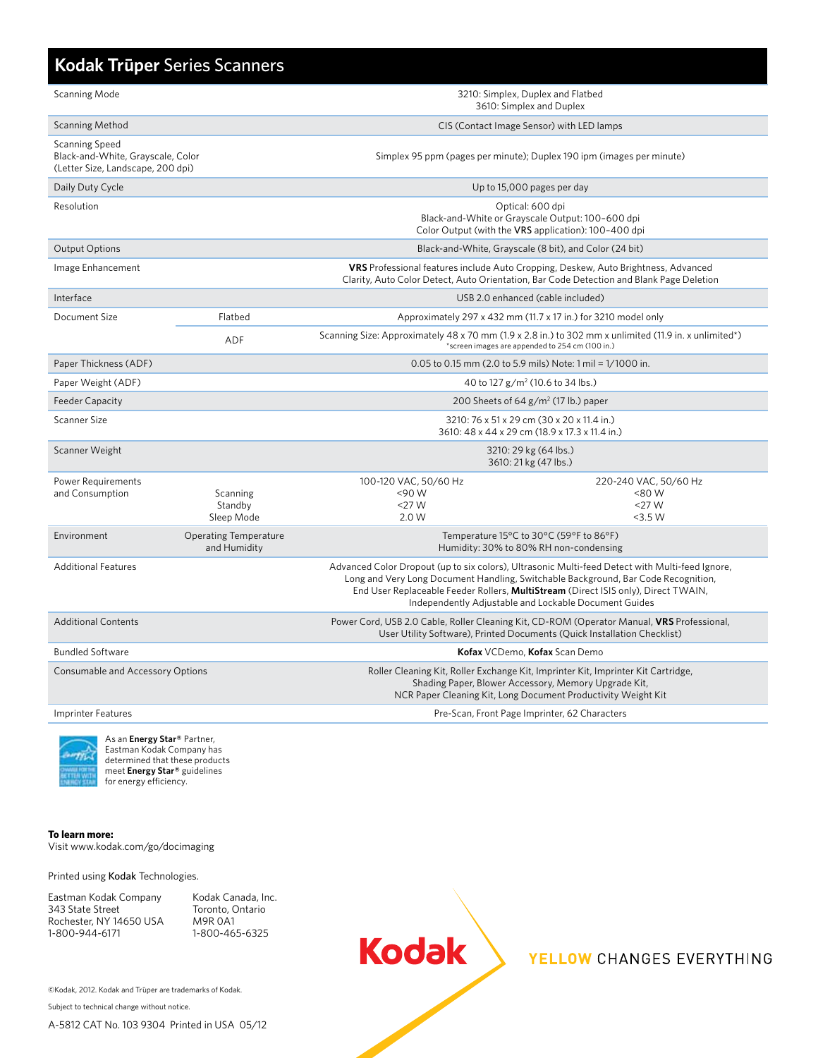## Kodak Trūper Series Scanners

| | | | |
|---|---|---|---|
| Scanning Mode | | 3210: Simplex, Duplex and Flatbed<br>3610: Simplex and Duplex | |
| Scanning Method | | CIS (Contact Image Sensor) with LED lamps | |
| Scanning Speed<br>Black-and-White, Grayscale, Color<br>(Letter Size, Landscape, 200 dpi) | | Simplex 95 ppm (pages per minute); Duplex 190 ipm (images per minute) | |
| Daily Duty Cycle | | Up to 15,000 pages per day | |
| Resolution | | Optical: 600 dpi<br>Black-and-White or Grayscale Output: 100–600 dpi<br>Color Output (with the **VRS** application): 100–400 dpi | |
| Output Options | | Black-and-White, Grayscale (8 bit), and Color (24 bit) | |
| Image Enhancement | | **VRS** Professional features include Auto Cropping, Deskew, Auto Brightness, Advanced Clarity, Auto Color Detect, Auto Orientation, Bar Code Detection and Blank Page Deletion | |
| Interface | | USB 2.0 enhanced (cable included) | |
| Document Size | Flatbed | Approximately 297 x 432 mm (11.7 x 17 in.) for 3210 model only | |
| | ADF | Scanning Size: Approximately 48 x 70 mm (1.9 x 2.8 in.) to 302 mm x unlimited (11.9 in. x unlimited*)<br>*screen images are appended to 254 cm (100 in.) | |
| Paper Thickness (ADF) | | 0.05 to 0.15 mm (2.0 to 5.9 mils) Note: 1 mil = 1/1000 in. | |
| Paper Weight (ADF) | | 40 to 127 g/m² (10.6 to 34 lbs.) | |
| Feeder Capacity | | 200 Sheets of 64 g/m² (17 lb.) paper | |
| Scanner Size | | 3210: 76 x 51 x 29 cm (30 x 20 x 11.4 in.)<br>3610: 48 x 44 x 29 cm (18.9 x 17.3 x 11.4 in.) | |
| Scanner Weight | | 3210: 29 kg (64 lbs.)<br>3610: 21 kg (47 lbs.) | |
| Power Requirements and Consumption | | 100-120 VAC, 50/60 Hz | 220-240 VAC, 50/60 Hz |
| | Scanning | <90 W | <80 W |
| | Standby | <27 W | <27 W |
| | Sleep Mode | 2.0 W | <3.5 W |
| Environment | Operating Temperature and Humidity | Temperature 15°C to 30°C (59°F to 86°F)<br>Humidity: 30% to 80% RH non-condensing | |
| Additional Features | | Advanced Color Dropout (up to six colors), Ultrasonic Multi-feed Detect with Multi-feed Ignore, Long and Very Long Document Handling, Switchable Background, Bar Code Recognition, End User Replaceable Feeder Rollers, **MultiStream** (Direct ISIS only), Direct TWAIN, Independently Adjustable and Lockable Document Guides | |
| Additional Contents | | Power Cord, USB 2.0 Cable, Roller Cleaning Kit, CD-ROM (Operator Manual, **VRS** Professional, User Utility Software), Printed Documents (Quick Installation Checklist) | |
| Bundled Software | | **Kofax** VCDemo, **Kofax** Scan Demo | |
| Consumable and Accessory Options | | Roller Cleaning Kit, Roller Exchange Kit, Imprinter Kit, Imprinter Kit Cartridge, Shading Paper, Blower Accessory, Memory Upgrade Kit, NCR Paper Cleaning Kit, Long Document Productivity Weight Kit | |
| Imprinter Features | | Pre-Scan, Front Page Imprinter, 62 Characters | |

As an **Energy Star**® Partner, Eastman Kodak Company has determined that these products meet **Energy Star**® guidelines for energy efficiency.

**To learn more:**
Visit www.kodak.com/go/docimaging

Printed using **Kodak** Technologies.

Eastman Kodak Company
343 State Street
Rochester, NY 14650 USA
1-800-944-6171

Kodak Canada, Inc.
Toronto, Ontario
M9R 0A1
1-800-465-6325

Kodak

YELLOW CHANGES EVERYTHING

©Kodak, 2012. Kodak and Trūper are trademarks of Kodak.

Subject to technical change without notice.

A-5812 CAT No. 103 9304 Printed in USA 05/12